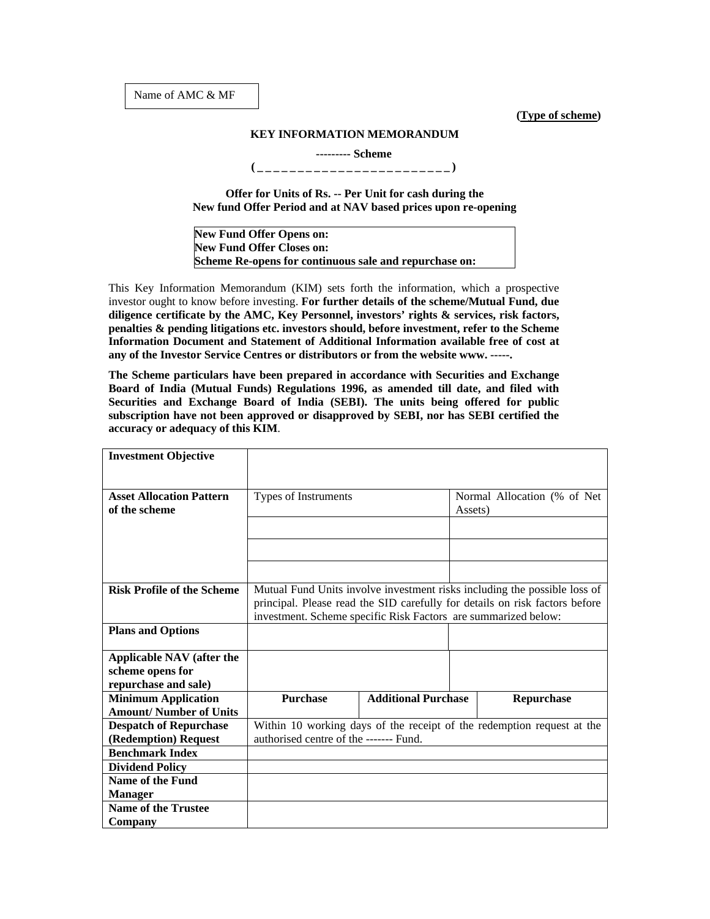Name of AMC & MF

**(Type of scheme)**

# KEY INFORMATION MEMORANDUM

**--------- Scheme**

**( _ _ _ _ _ _ _ _ _ _ _ _ _ _ _ _ _ _ _ _ _ _ _ _ )**

**Offer for Units of Rs. -- Per Unit for cash during the New fund Offer Period and at NAV based prices upon re-opening**

**New Fund Offer Opens on:**
**New Fund Offer Closes on:**
**Scheme Re-opens for continuous sale and repurchase on:**

This Key Information Memorandum (KIM) sets forth the information, which a prospective investor ought to know before investing. **For further details of the scheme/Mutual Fund, due diligence certificate by the AMC, Key Personnel, investors' rights & services, risk factors, penalties & pending litigations etc. investors should, before investment, refer to the Scheme Information Document and Statement of Additional Information available free of cost at any of the Investor Service Centres or distributors or from the website www. -----.**

**The Scheme particulars have been prepared in accordance with Securities and Exchange Board of India (Mutual Funds) Regulations 1996, as amended till date, and filed with Securities and Exchange Board of India (SEBI). The units being offered for public subscription have not been approved or disapproved by SEBI, nor has SEBI certified the accuracy or adequacy of this KIM**.

| | | | |
|---|---|---|---|
| **Investment Objective** | | | |
| **Asset Allocation Pattern of the scheme** | Types of Instruments | | Normal Allocation (% of Net Assets) |
| | | | |
| | | | |
| | | | |
| **Risk Profile of the Scheme** | Mutual Fund Units involve investment risks including the possible loss of principal. Please read the SID carefully for details on risk factors before investment. Scheme specific Risk Factors are summarized below: | | |
| **Plans and Options** | | | |
| **Applicable NAV (after the scheme opens for repurchase and sale)** | | | |
| **Minimum Application Amount/ Number of Units** | **Purchase** | **Additional Purchase** | **Repurchase** |
| **Despatch of Repurchase (Redemption) Request** | Within 10 working days of the receipt of the redemption request at the authorised centre of the ------- Fund. | | |
| **Benchmark Index** | | | |
| **Dividend Policy** | | | |
| **Name of the Fund Manager** | | | |
| **Name of the Trustee Company** | | | |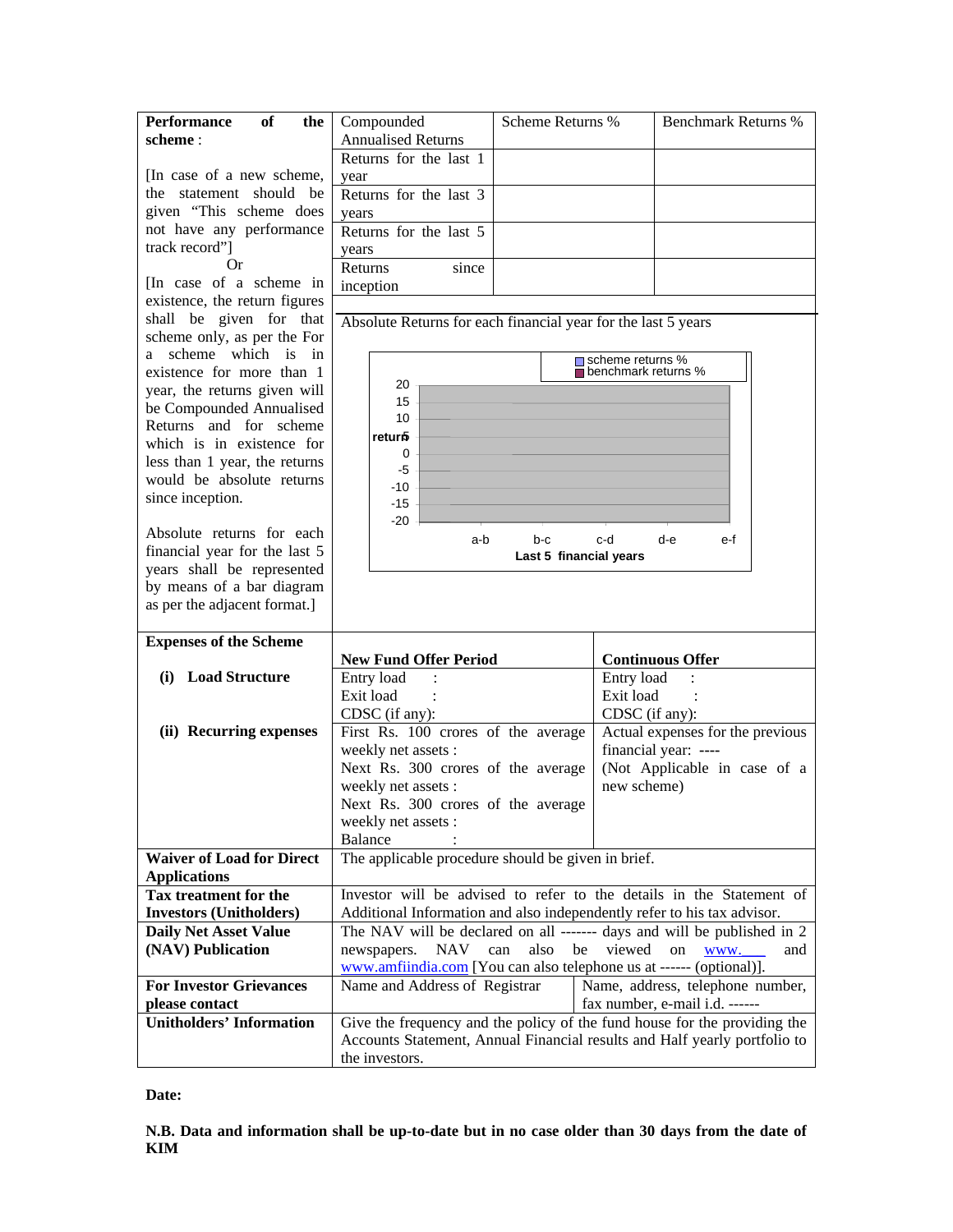| | | | |
|---|---|---|---|
| **Performance of the scheme** :<br><br>[In case of a new scheme, the statement should be given "This scheme does not have any performance track record"]<br>Or<br>[In case of a scheme in existence, the return figures shall be given for that scheme only, as per the For a scheme which is in existence for more than 1 year, the returns given will be Compounded Annualised Returns and for scheme which is in existence for less than 1 year, the returns would be absolute returns since inception.<br><br>Absolute returns for each financial year for the last 5 years shall be represented by means of a bar diagram as per the adjacent format.] | Compounded Annualised Returns | Scheme Returns % | Benchmark Returns % |
| | Returns for the last 1 year | | |
| | Returns for the last 3 years | | |
| | Returns for the last 5 years | | |
| | Returns since inception | | |

Absolute Returns for each financial year for the last 5 years

scheme returns %
benchmark returns %
20
15
10
return 5
0
-5
-10
-15
-20
a-b b-c c-d d-e e-f
Last 5 financial years

| | | |
|---|---|---|
| **Expenses of the Scheme** | **New Fund Offer Period** | **Continuous Offer** |
| **(i) Load Structure** | Entry load :<br>Exit load :<br>CDSC (if any): | Entry load :<br>Exit load :<br>CDSC (if any): |
| **(ii) Recurring expenses** | First Rs. 100 crores of the average weekly net assets :<br>Next Rs. 300 crores of the average weekly net assets :<br>Next Rs. 300 crores of the average weekly net assets :<br>Balance : | Actual expenses for the previous financial year: ----<br>(Not Applicable in case of a new scheme) |
| **Waiver of Load for Direct Applications** | The applicable procedure should be given in brief. | |
| **Tax treatment for the Investors (Unitholders)** | Investor will be advised to refer to the details in the Statement of Additional Information and also independently refer to his tax advisor. | |
| **Daily Net Asset Value (NAV) Publication** | The NAV will be declared on all ------- days and will be published in 2 newspapers. NAV can also be viewed on www.___ and www.amfiindia.com [You can also telephone us at ------ (optional)]. | |
| **For Investor Grievances please contact** | Name and Address of Registrar | Name, address, telephone number, fax number, e-mail i.d. ------ |
| **Unitholders' Information** | Give the frequency and the policy of the fund house for the providing the Accounts Statement, Annual Financial results and Half yearly portfolio to the investors. | |

**Date:**

**N.B. Data and information shall be up-to-date but in no case older than 30 days from the date of KIM**